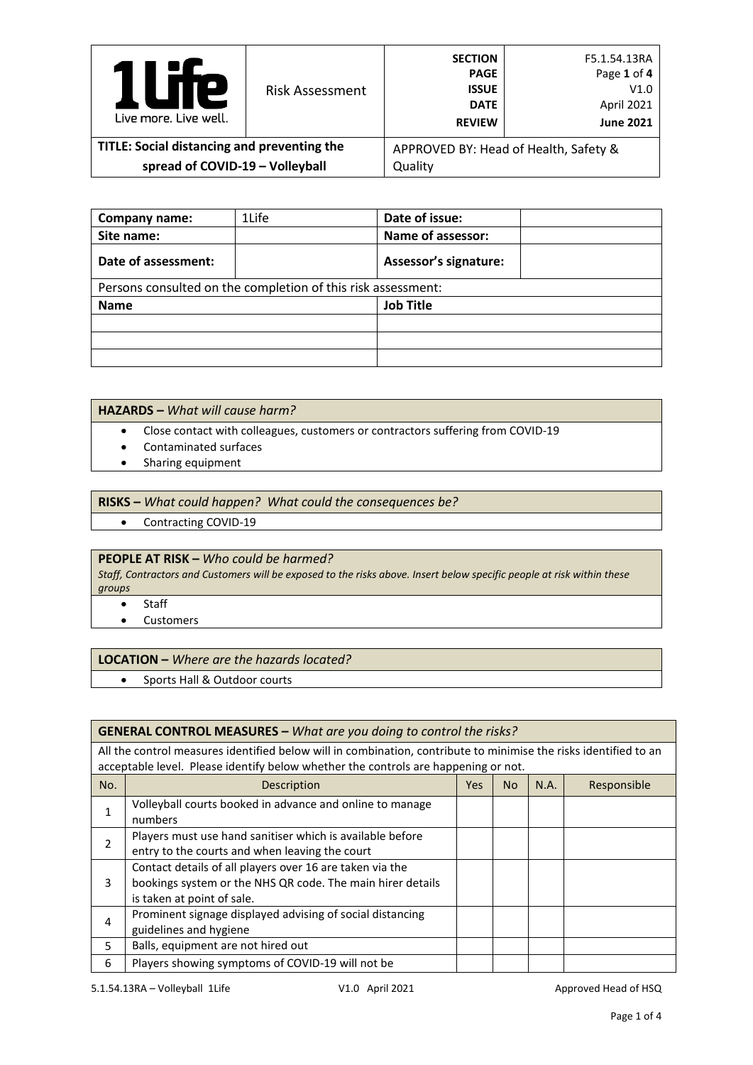| 1Life Live more. Live well. | Risk Assessment | SECTION<br>PAGE<br>ISSUE<br>DATE<br>REVIEW | F5.1.54.13RA<br>Page **1** of **4**<br>V1.0<br>April 2021<br>**June 2021** |
|---|---|---|---|
| **TITLE: Social distancing and preventing the spread of COVID-19 – Volleyball** | | APPROVED BY: Head of Health, Safety & Quality | |

| **Company name:** | 1Life | **Date of issue:** | |
|---|---|---|---|
| **Site name:** | | **Name of assessor:** | |
| **Date of assessment:** | | **Assessor's signature:** | |
| Persons consulted on the completion of this risk assessment: | | | |
| **Name** | | **Job Title** | |
| | | | |
| | | | |
| | | | |

**HAZARDS –** *What will cause harm?*

- Close contact with colleagues, customers or contractors suffering from COVID-19
- Contaminated surfaces
- Sharing equipment

**RISKS –** *What could happen? What could the consequences be?*

- Contracting COVID-19

**PEOPLE AT RISK –** *Who could be harmed?*

*Staff, Contractors and Customers will be exposed to the risks above. Insert below specific people at risk within these groups*

- Staff
- Customers

**LOCATION –** *Where are the hazards located?*

- Sports Hall & Outdoor courts

**GENERAL CONTROL MEASURES –** *What are you doing to control the risks?*

All the control measures identified below will in combination, contribute to minimise the risks identified to an acceptable level. Please identify below whether the controls are happening or not.

| No. | Description | Yes | No | N.A. | Responsible |
|---|---|---|---|---|---|
| 1 | Volleyball courts booked in advance and online to manage numbers | | | | |
| 2 | Players must use hand sanitiser which is available before entry to the courts and when leaving the court | | | | |
| 3 | Contact details of all players over 16 are taken via the bookings system or the NHS QR code. The main hirer details is taken at point of sale. | | | | |
| 4 | Prominent signage displayed advising of social distancing guidelines and hygiene | | | | |
| 5 | Balls, equipment are not hired out | | | | |
| 6 | Players showing symptoms of COVID-19 will not be | | | | |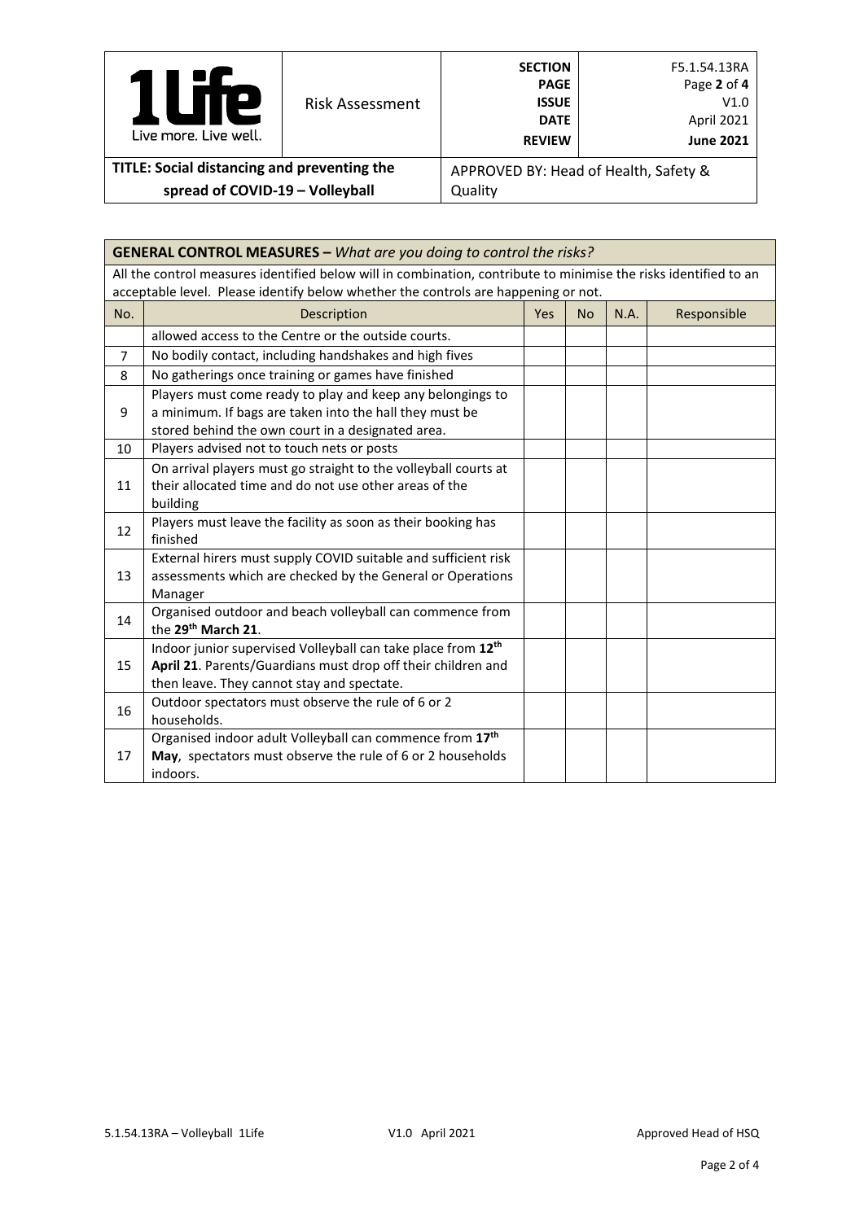| 1Life Live more. Live well. | Risk Assessment | SECTION<br>PAGE<br>ISSUE<br>DATE<br>REVIEW | F5.1.54.13RA<br>Page **2** of **4**<br>V1.0<br>April 2021<br>**June 2021** |
|---|---|---|---|
| **TITLE: Social distancing and preventing the spread of COVID-19 – Volleyball** | | APPROVED BY: Head of Health, Safety & Quality | |

**GENERAL CONTROL MEASURES –** *What are you doing to control the risks?*

All the control measures identified below will in combination, contribute to minimise the risks identified to an acceptable level. Please identify below whether the controls are happening or not.

| No. | Description | Yes | No | N.A. | Responsible |
|---|---|---|---|---|---|
| | allowed access to the Centre or the outside courts. | | | | |
| 7 | No bodily contact, including handshakes and high fives | | | | |
| 8 | No gatherings once training or games have finished | | | | |
| 9 | Players must come ready to play and keep any belongings to a minimum. If bags are taken into the hall they must be stored behind the own court in a designated area. | | | | |
| 10 | Players advised not to touch nets or posts | | | | |
| 11 | On arrival players must go straight to the volleyball courts at their allocated time and do not use other areas of the building | | | | |
| 12 | Players must leave the facility as soon as their booking has finished | | | | |
| 13 | External hirers must supply COVID suitable and sufficient risk assessments which are checked by the General or Operations Manager | | | | |
| 14 | Organised outdoor and beach volleyball can commence from the **29th March 21**. | | | | |
| 15 | Indoor junior supervised Volleyball can take place from **12th April 21**. Parents/Guardians must drop off their children and then leave. They cannot stay and spectate. | | | | |
| 16 | Outdoor spectators must observe the rule of 6 or 2 households. | | | | |
| 17 | Organised indoor adult Volleyball can commence from **17th May**, spectators must observe the rule of 6 or 2 households indoors. | | | | |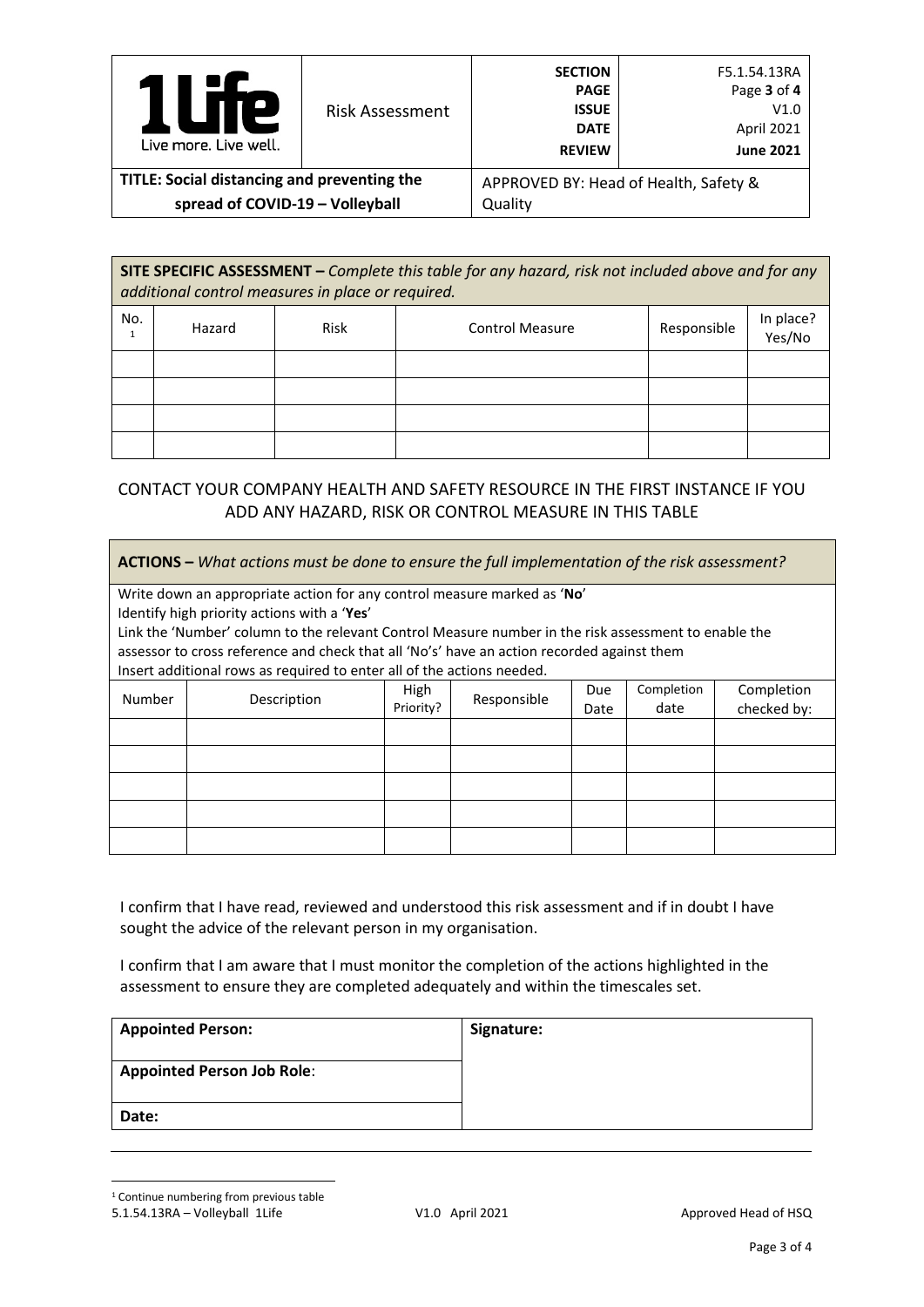| **SITE SPECIFIC ASSESSMENT –** *Complete this table for any hazard, risk not included above and for any additional control measures in place or required.* | | | | | |
|---|---|---|---|---|---|
| No.[1] | Hazard | Risk | Control Measure | Responsible | In place? Yes/No |
| | | | | | |
| | | | | | |
| | | | | | |
| | | | | | |

CONTACT YOUR COMPANY HEALTH AND SAFETY RESOURCE IN THE FIRST INSTANCE IF YOU ADD ANY HAZARD, RISK OR CONTROL MEASURE IN THIS TABLE

**ACTIONS –** *What actions must be done to ensure the full implementation of the risk assessment?*

Write down an appropriate action for any control measure marked as '**No**'
Identify high priority actions with a '**Yes**'
Link the 'Number' column to the relevant Control Measure number in the risk assessment to enable the assessor to cross reference and check that all 'No's' have an action recorded against them
Insert additional rows as required to enter all of the actions needed.

| Number | Description | High Priority? | Responsible | Due Date | Completion date | Completion checked by: |
|---|---|---|---|---|---|---|
| | | | | | | |
| | | | | | | |
| | | | | | | |
| | | | | | | |
| | | | | | | |

I confirm that I have read, reviewed and understood this risk assessment and if in doubt I have sought the advice of the relevant person in my organisation.

I confirm that I am aware that I must monitor the completion of the actions highlighted in the assessment to ensure they are completed adequately and within the timescales set.

| **Appointed Person:** | **Signature:** |
|---|---|
| **Appointed Person Job Role**: | |
| **Date:** | |

[1] Continue numbering from previous table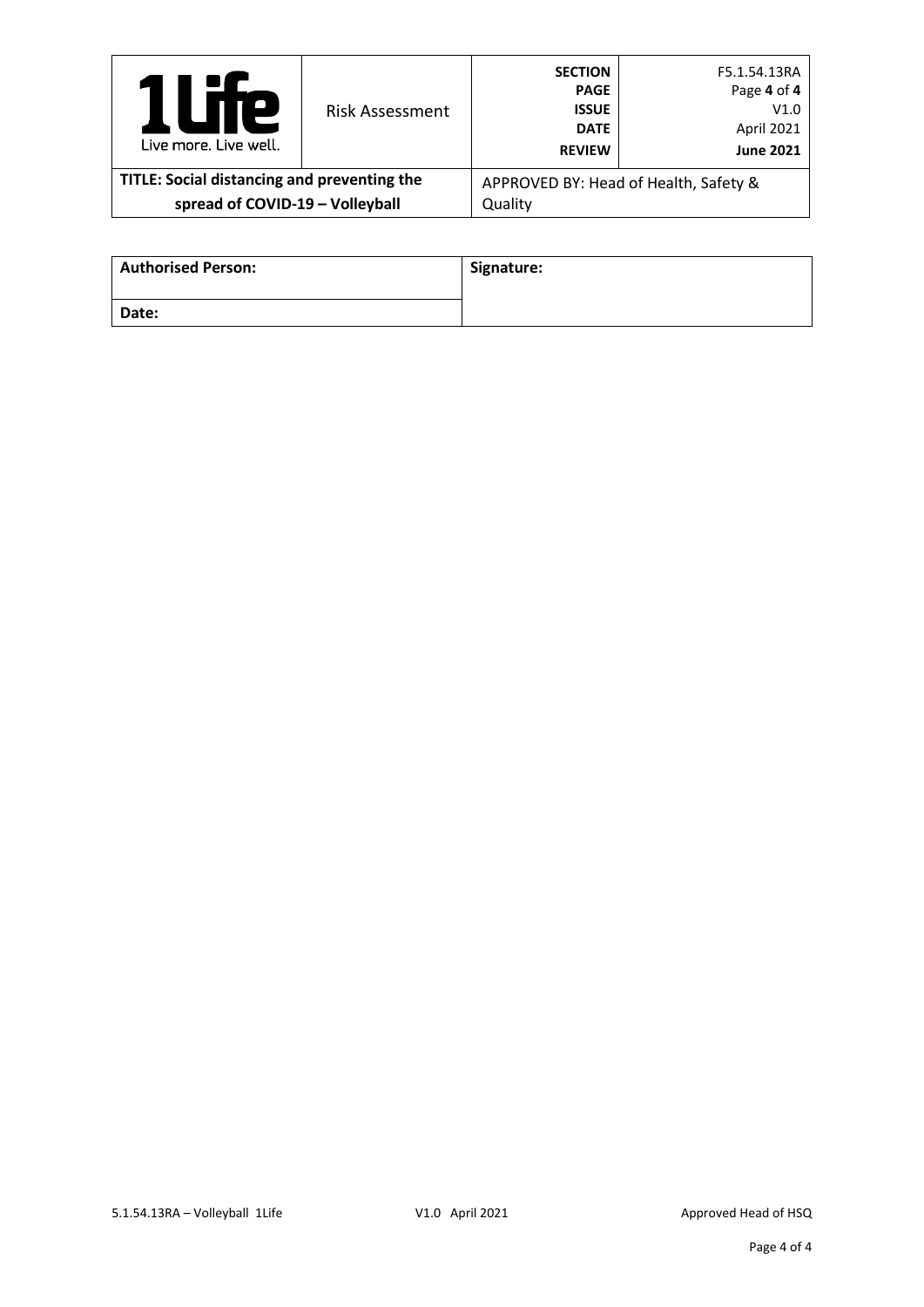| Authorised Person: | Signature: |
|---|---|
| Date: | |